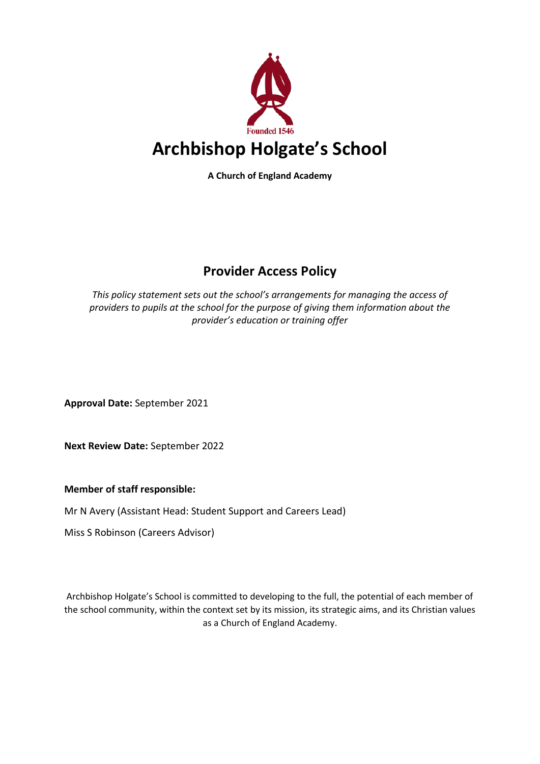Founded 1546

# Archbishop Holgate's School

**A Church of England Academy**

## Provider Access Policy

*This policy statement sets out the school's arrangements for managing the access of providers to pupils at the school for the purpose of giving them information about the provider's education or training offer*

**Approval Date:** September 2021

**Next Review Date:** September 2022

**Member of staff responsible:**

Mr N Avery (Assistant Head: Student Support and Careers Lead)

Miss S Robinson (Careers Advisor)

Archbishop Holgate's School is committed to developing to the full, the potential of each member of the school community, within the context set by its mission, its strategic aims, and its Christian values as a Church of England Academy.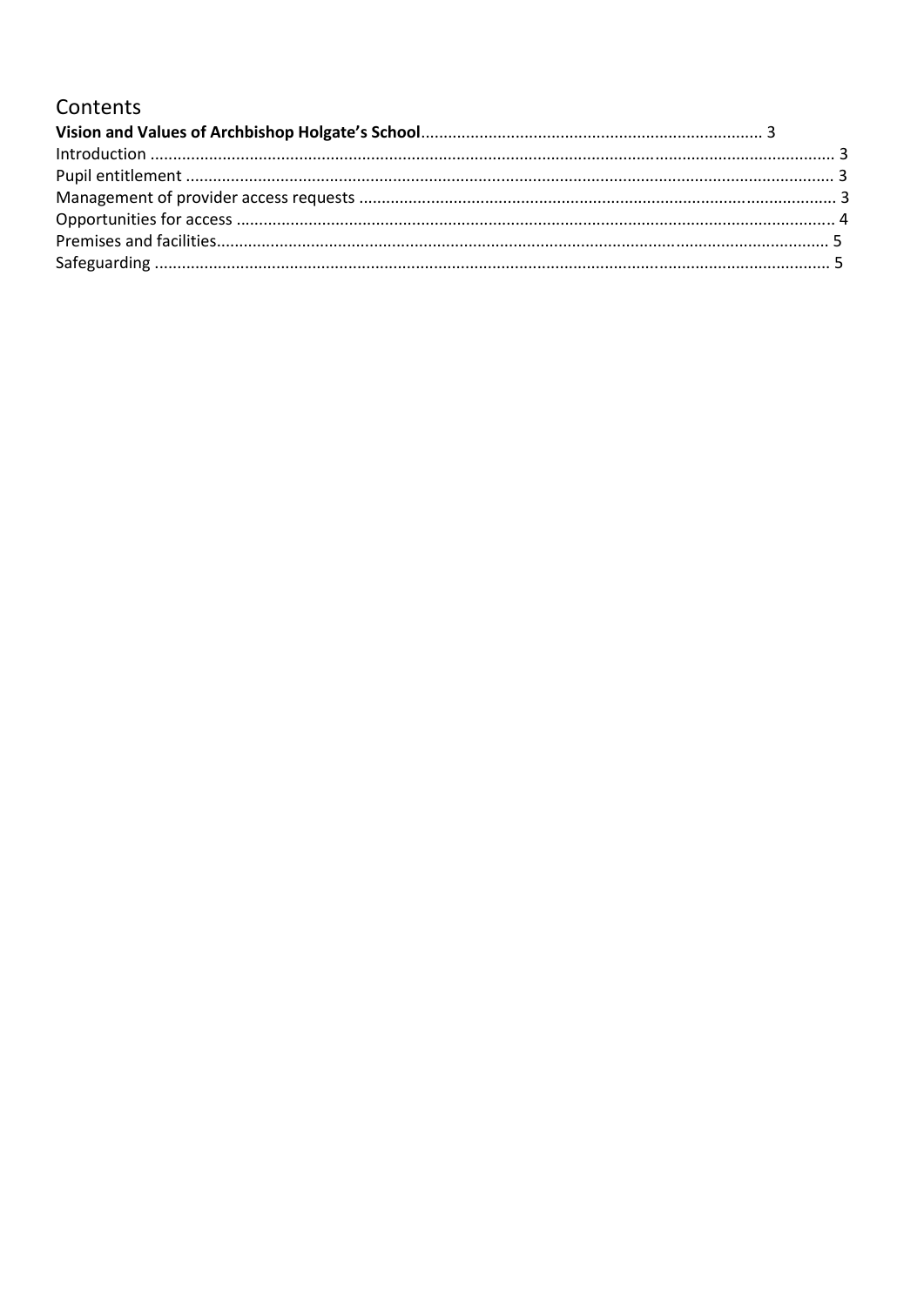# Contents

**Vision and Values of Archbishop Holgate's School** .......... 3
Introduction .......... 3
Pupil entitlement .......... 3
Management of provider access requests .......... 3
Opportunities for access .......... 4
Premises and facilities .......... 5
Safeguarding .......... 5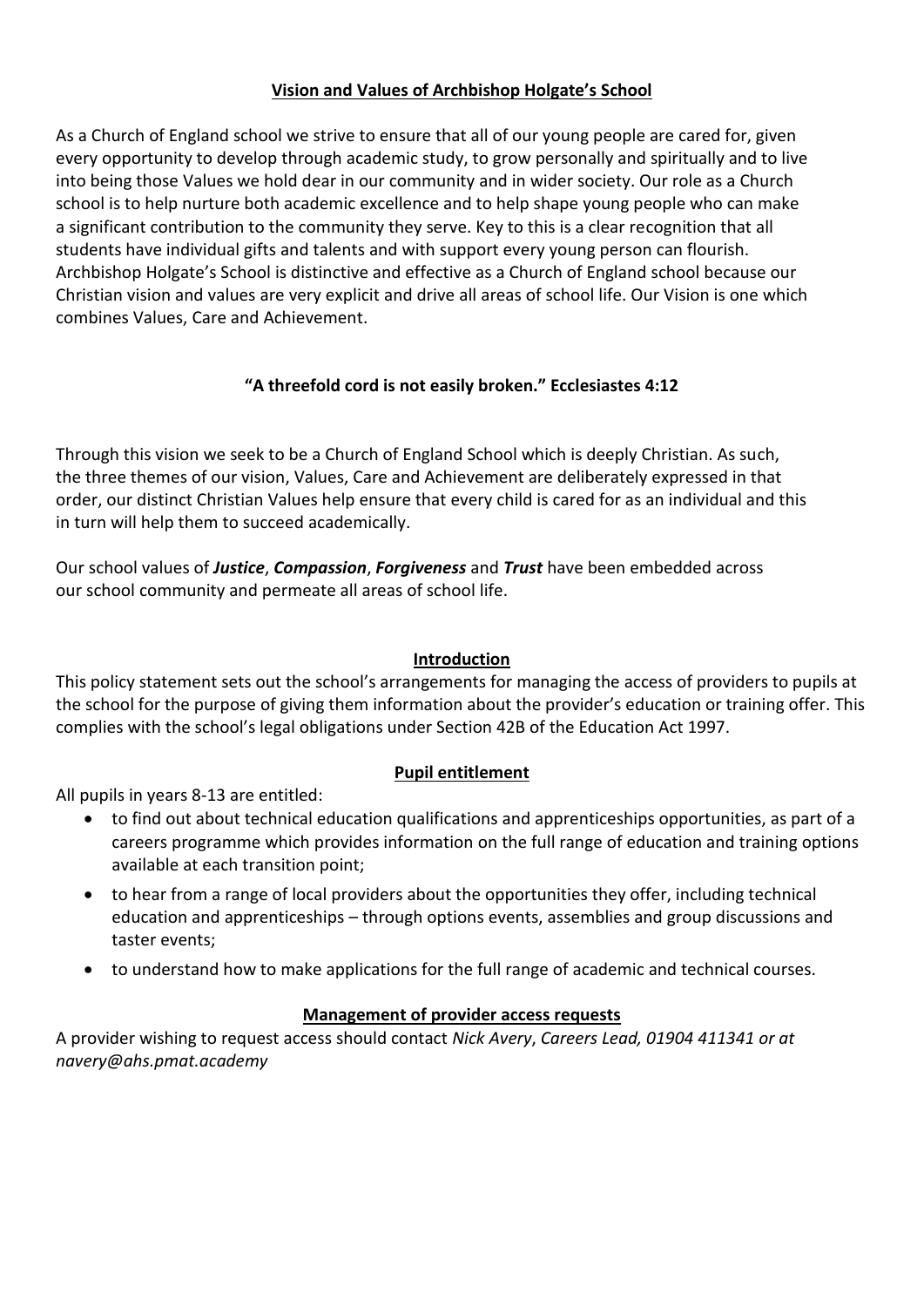## Vision and Values of Archbishop Holgate's School

As a Church of England school we strive to ensure that all of our young people are cared for, given every opportunity to develop through academic study, to grow personally and spiritually and to live into being those Values we hold dear in our community and in wider society. Our role as a Church school is to help nurture both academic excellence and to help shape young people who can make a significant contribution to the community they serve. Key to this is a clear recognition that all students have individual gifts and talents and with support every young person can flourish. Archbishop Holgate's School is distinctive and effective as a Church of England school because our Christian vision and values are very explicit and drive all areas of school life. Our Vision is one which combines Values, Care and Achievement.

**"A threefold cord is not easily broken." Ecclesiastes 4:12**

Through this vision we seek to be a Church of England School which is deeply Christian. As such, the three themes of our vision, Values, Care and Achievement are deliberately expressed in that order, our distinct Christian Values help ensure that every child is cared for as an individual and this in turn will help them to succeed academically.

Our school values of ***Justice***, ***Compassion***, ***Forgiveness*** and ***Trust*** have been embedded across our school community and permeate all areas of school life.

## Introduction

This policy statement sets out the school's arrangements for managing the access of providers to pupils at the school for the purpose of giving them information about the provider's education or training offer. This complies with the school's legal obligations under Section 42B of the Education Act 1997.

## Pupil entitlement

All pupils in years 8-13 are entitled:

- to find out about technical education qualifications and apprenticeships opportunities, as part of a careers programme which provides information on the full range of education and training options available at each transition point;
- to hear from a range of local providers about the opportunities they offer, including technical education and apprenticeships – through options events, assemblies and group discussions and taster events;
- to understand how to make applications for the full range of academic and technical courses.

## Management of provider access requests

A provider wishing to request access should contact *Nick Avery*, *Careers Lead, 01904 411341 or at navery@ahs.pmat.academy*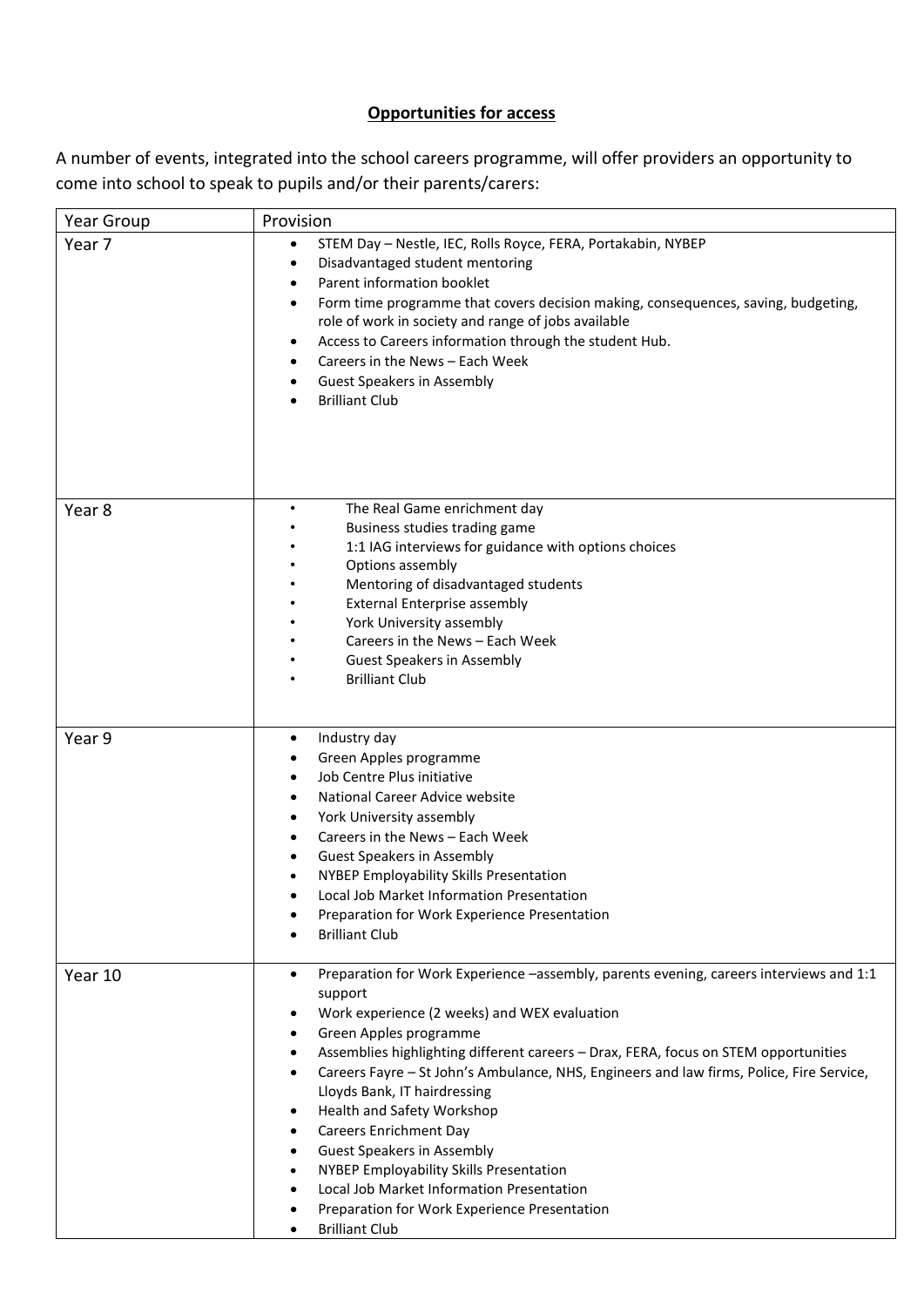**Opportunities for access**

A number of events, integrated into the school careers programme, will offer providers an opportunity to come into school to speak to pupils and/or their parents/carers:

| Year Group | Provision |
|---|---|
| Year 7 | • STEM Day – Nestle, IEC, Rolls Royce, FERA, Portakabin, NYBEP<br>• Disadvantaged student mentoring<br>• Parent information booklet<br>• Form time programme that covers decision making, consequences, saving, budgeting, role of work in society and range of jobs available<br>• Access to Careers information through the student Hub.<br>• Careers in the News – Each Week<br>• Guest Speakers in Assembly<br>• Brilliant Club |
| Year 8 | • The Real Game enrichment day<br>• Business studies trading game<br>• 1:1 IAG interviews for guidance with options choices<br>• Options assembly<br>• Mentoring of disadvantaged students<br>• External Enterprise assembly<br>• York University assembly<br>• Careers in the News – Each Week<br>• Guest Speakers in Assembly<br>• Brilliant Club |
| Year 9 | • Industry day<br>• Green Apples programme<br>• Job Centre Plus initiative<br>• National Career Advice website<br>• York University assembly<br>• Careers in the News – Each Week<br>• Guest Speakers in Assembly<br>• NYBEP Employability Skills Presentation<br>• Local Job Market Information Presentation<br>• Preparation for Work Experience Presentation<br>• Brilliant Club |
| Year 10 | • Preparation for Work Experience –assembly, parents evening, careers interviews and 1:1 support<br>• Work experience (2 weeks) and WEX evaluation<br>• Green Apples programme<br>• Assemblies highlighting different careers – Drax, FERA, focus on STEM opportunities<br>• Careers Fayre – St John's Ambulance, NHS, Engineers and law firms, Police, Fire Service, Lloyds Bank, IT hairdressing<br>• Health and Safety Workshop<br>• Careers Enrichment Day<br>• Guest Speakers in Assembly<br>• NYBEP Employability Skills Presentation<br>• Local Job Market Information Presentation<br>• Preparation for Work Experience Presentation<br>• Brilliant Club |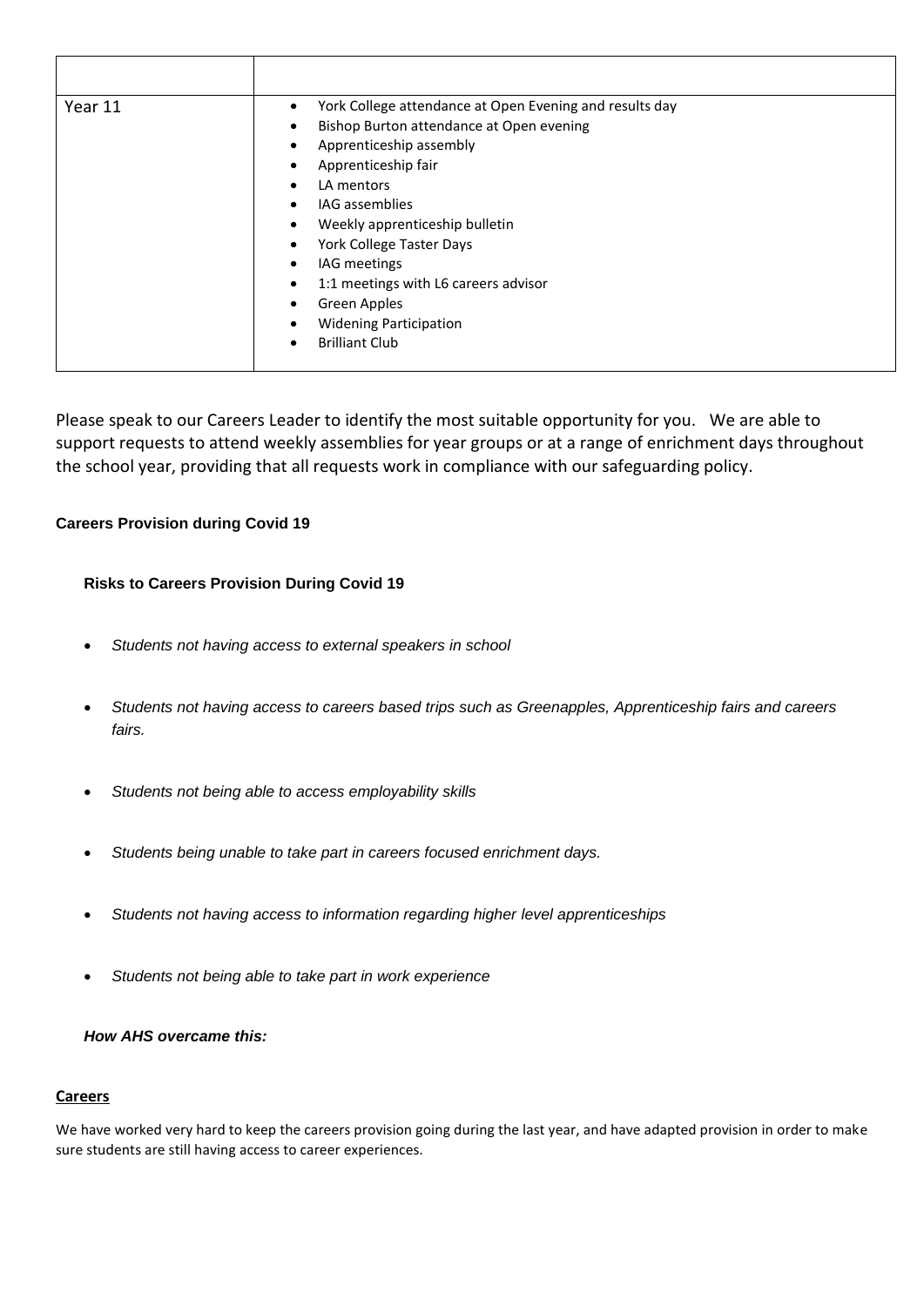| | |
|---|---|
| Year 11 | • York College attendance at Open Evening and results day<br>• Bishop Burton attendance at Open evening<br>• Apprenticeship assembly<br>• Apprenticeship fair<br>• LA mentors<br>• IAG assemblies<br>• Weekly apprenticeship bulletin<br>• York College Taster Days<br>• IAG meetings<br>• 1:1 meetings with L6 careers advisor<br>• Green Apples<br>• Widening Participation<br>• Brilliant Club |

Please speak to our Careers Leader to identify the most suitable opportunity for you. We are able to support requests to attend weekly assemblies for year groups or at a range of enrichment days throughout the school year, providing that all requests work in compliance with our safeguarding policy.

**Careers Provision during Covid 19**

**Risks to Careers Provision During Covid 19**

- *Students not having access to external speakers in school*
- *Students not having access to careers based trips such as Greenapples, Apprenticeship fairs and careers fairs.*
- *Students not being able to access employability skills*
- *Students being unable to take part in careers focused enrichment days.*
- *Students not having access to information regarding higher level apprenticeships*
- *Students not being able to take part in work experience*

***How AHS overcame this:***

**Careers**

We have worked very hard to keep the careers provision going during the last year, and have adapted provision in order to make sure students are still having access to career experiences.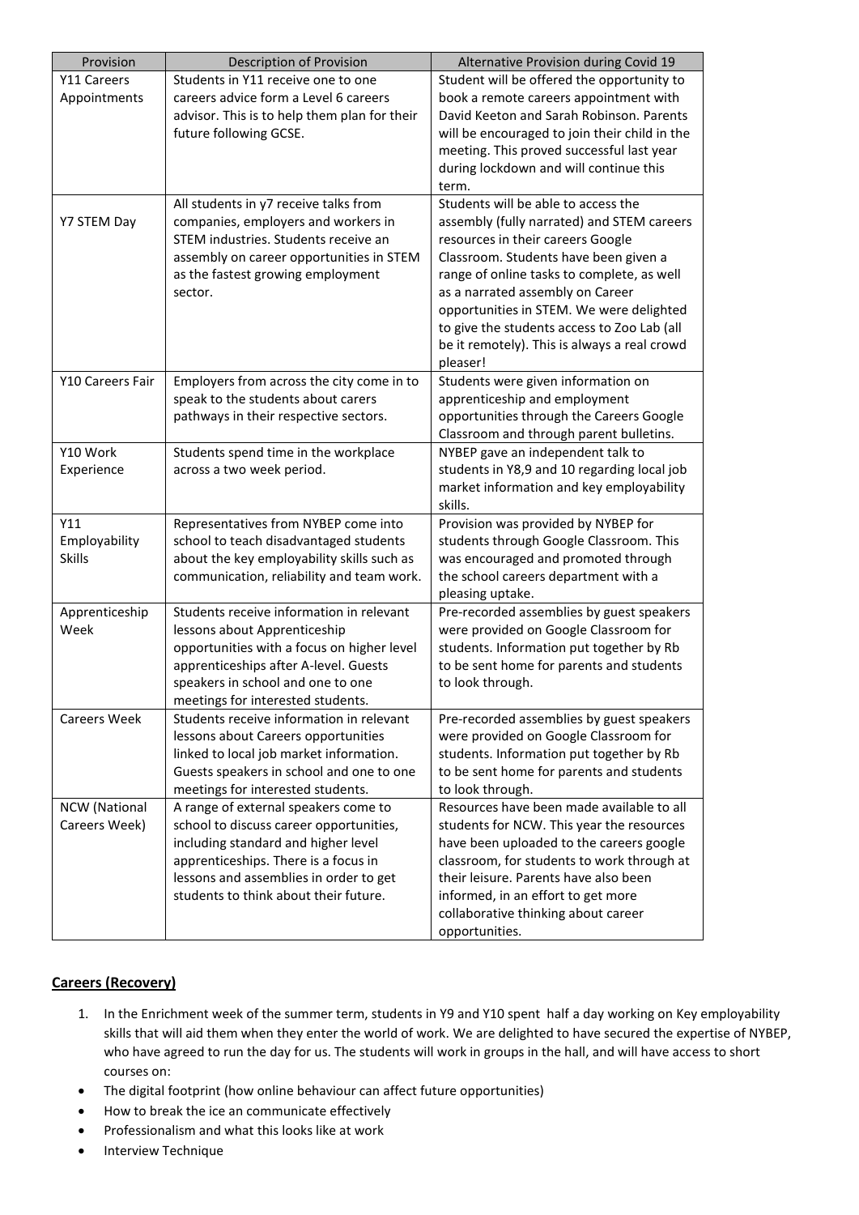| Provision | Description of Provision | Alternative Provision during Covid 19 |
|---|---|---|
| Y11 Careers Appointments | Students in Y11 receive one to one careers advice form a Level 6 careers advisor. This is to help them plan for their future following GCSE. | Student will be offered the opportunity to book a remote careers appointment with David Keeton and Sarah Robinson. Parents will be encouraged to join their child in the meeting. This proved successful last year during lockdown and will continue this term. |
| Y7 STEM Day | All students in y7 receive talks from companies, employers and workers in STEM industries. Students receive an assembly on career opportunities in STEM as the fastest growing employment sector. | Students will be able to access the assembly (fully narrated) and STEM careers resources in their careers Google Classroom. Students have been given a range of online tasks to complete, as well as a narrated assembly on Career opportunities in STEM. We were delighted to give the students access to Zoo Lab (all be it remotely). This is always a real crowd pleaser! |
| Y10 Careers Fair | Employers from across the city come in to speak to the students about carers pathways in their respective sectors. | Students were given information on apprenticeship and employment opportunities through the Careers Google Classroom and through parent bulletins. |
| Y10 Work Experience | Students spend time in the workplace across a two week period. | NYBEP gave an independent talk to students in Y8,9 and 10 regarding local job market information and key employability skills. |
| Y11 Employability Skills | Representatives from NYBEP come into school to teach disadvantaged students about the key employability skills such as communication, reliability and team work. | Provision was provided by NYBEP for students through Google Classroom. This was encouraged and promoted through the school careers department with a pleasing uptake. |
| Apprenticeship Week | Students receive information in relevant lessons about Apprenticeship opportunities with a focus on higher level apprenticeships after A-level. Guests speakers in school and one to one meetings for interested students. | Pre-recorded assemblies by guest speakers were provided on Google Classroom for students. Information put together by Rb to be sent home for parents and students to look through. |
| Careers Week | Students receive information in relevant lessons about Careers opportunities linked to local job market information. Guests speakers in school and one to one meetings for interested students. | Pre-recorded assemblies by guest speakers were provided on Google Classroom for students. Information put together by Rb to be sent home for parents and students to look through. |
| NCW (National Careers Week) | A range of external speakers come to school to discuss career opportunities, including standard and higher level apprenticeships. There is a focus in lessons and assemblies in order to get students to think about their future. | Resources have been made available to all students for NCW. This year the resources have been uploaded to the careers google classroom, for students to work through at their leisure. Parents have also been informed, in an effort to get more collaborative thinking about career opportunities. |

## Careers (Recovery)

1. In the Enrichment week of the summer term, students in Y9 and Y10 spent half a day working on Key employability skills that will aid them when they enter the world of work. We are delighted to have secured the expertise of NYBEP, who have agreed to run the day for us. The students will work in groups in the hall, and will have access to short courses on:

- The digital footprint (how online behaviour can affect future opportunities)
- How to break the ice an communicate effectively
- Professionalism and what this looks like at work
- Interview Technique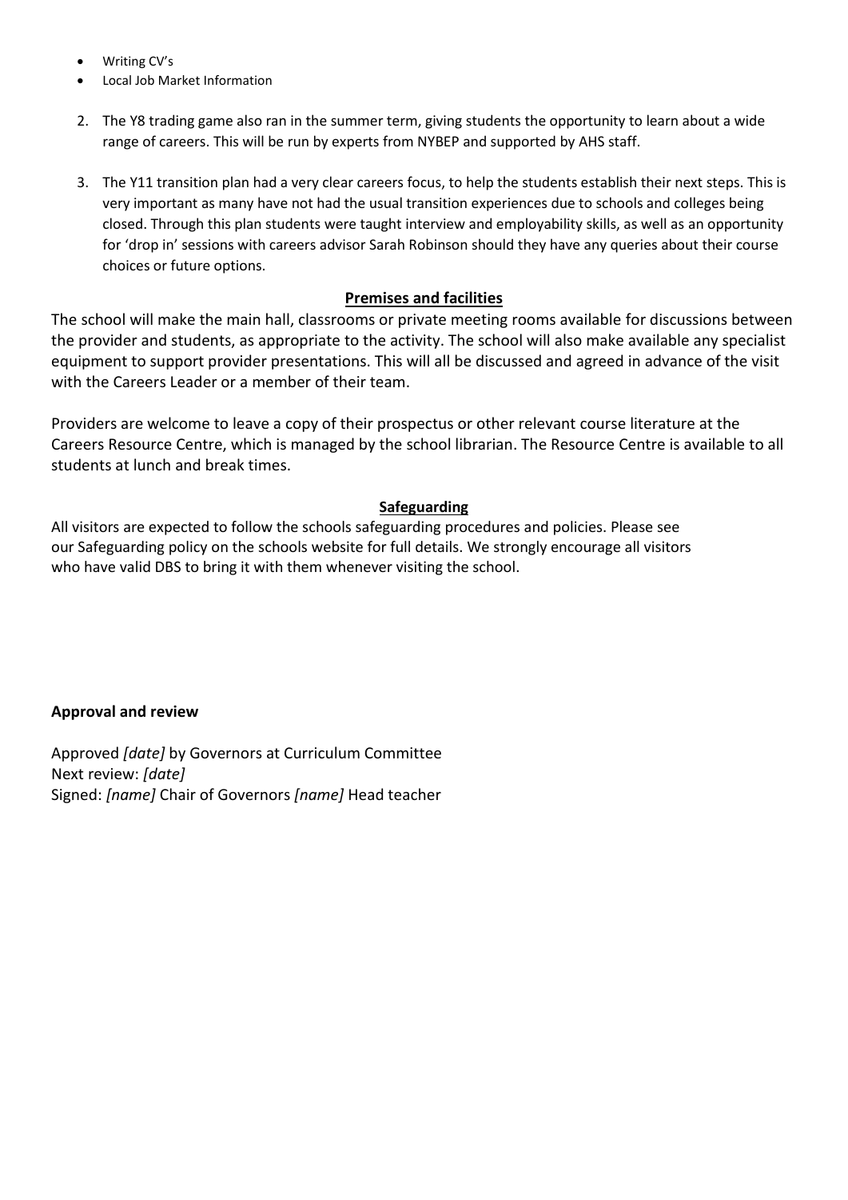- Writing CV's
- Local Job Market Information

2. The Y8 trading game also ran in the summer term, giving students the opportunity to learn about a wide range of careers. This will be run by experts from NYBEP and supported by AHS staff.

3. The Y11 transition plan had a very clear careers focus, to help the students establish their next steps. This is very important as many have not had the usual transition experiences due to schools and colleges being closed. Through this plan students were taught interview and employability skills, as well as an opportunity for 'drop in' sessions with careers advisor Sarah Robinson should they have any queries about their course choices or future options.

## Premises and facilities

The school will make the main hall, classrooms or private meeting rooms available for discussions between the provider and students, as appropriate to the activity. The school will also make available any specialist equipment to support provider presentations. This will all be discussed and agreed in advance of the visit with the Careers Leader or a member of their team.

Providers are welcome to leave a copy of their prospectus or other relevant course literature at the Careers Resource Centre, which is managed by the school librarian. The Resource Centre is available to all students at lunch and break times.

## Safeguarding

All visitors are expected to follow the schools safeguarding procedures and policies. Please see our Safeguarding policy on the schools website for full details. We strongly encourage all visitors who have valid DBS to bring it with them whenever visiting the school.

**Approval and review**

Approved *[date]* by Governors at Curriculum Committee
Next review: *[date]*
Signed: *[name]* Chair of Governors *[name]* Head teacher